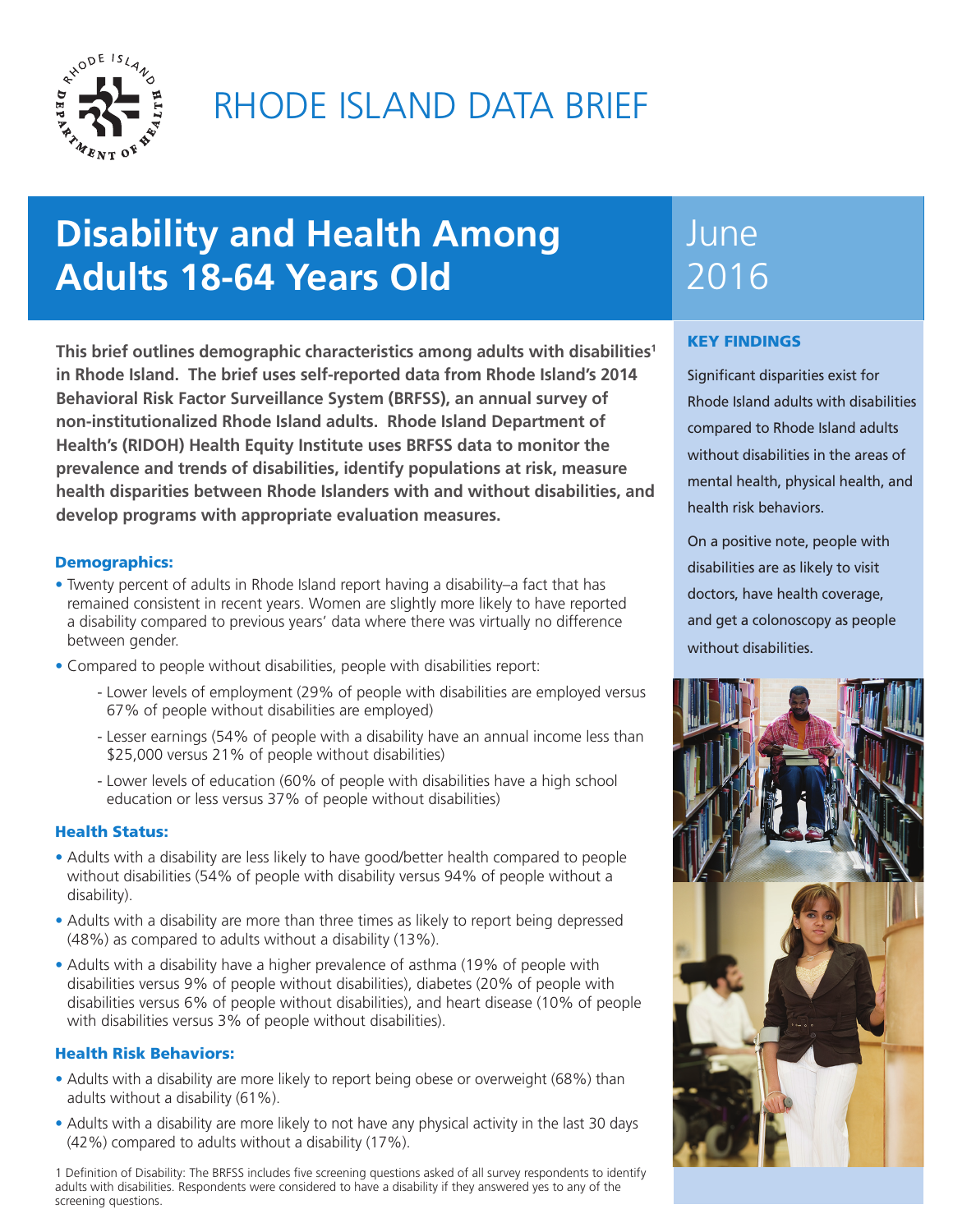# RHODE ISLAND DATA BRIEF

## Disability and Health Among Adults 18-64 Years Old

June 2016

**This brief outlines demographic characteristics among adults with disabilities[1] in Rhode Island. The brief uses self-reported data from Rhode Island's 2014 Behavioral Risk Factor Surveillance System (BRFSS), an annual survey of non-institutionalized Rhode Island adults. Rhode Island Department of Health's (RIDOH) Health Equity Institute uses BRFSS data to monitor the prevalence and trends of disabilities, identify populations at risk, measure health disparities between Rhode Islanders with and without disabilities, and develop programs with appropriate evaluation measures.**

### KEY FINDINGS

Significant disparities exist for Rhode Island adults with disabilities compared to Rhode Island adults without disabilities in the areas of mental health, physical health, and health risk behaviors.

On a positive note, people with disabilities are as likely to visit doctors, have health coverage, and get a colonoscopy as people without disabilities.

### Demographics:

- Twenty percent of adults in Rhode Island report having a disability–a fact that has remained consistent in recent years. Women are slightly more likely to have reported a disability compared to previous years' data where there was virtually no difference between gender.
- Compared to people without disabilities, people with disabilities report:
  - Lower levels of employment (29% of people with disabilities are employed versus 67% of people without disabilities are employed)
  - Lesser earnings (54% of people with a disability have an annual income less than $25,000 versus 21% of people without disabilities)
  - Lower levels of education (60% of people with disabilities have a high school education or less versus 37% of people without disabilities)

### Health Status:

- Adults with a disability are less likely to have good/better health compared to people without disabilities (54% of people with disability versus 94% of people without a disability).
- Adults with a disability are more than three times as likely to report being depressed (48%) as compared to adults without a disability (13%).
- Adults with a disability have a higher prevalence of asthma (19% of people with disabilities versus 9% of people without disabilities), diabetes (20% of people with disabilities versus 6% of people without disabilities), and heart disease (10% of people with disabilities versus 3% of people without disabilities).

### Health Risk Behaviors:

- Adults with a disability are more likely to report being obese or overweight (68%) than adults without a disability (61%).
- Adults with a disability are more likely to not have any physical activity in the last 30 days (42%) compared to adults without a disability (17%).

1 Definition of Disability: The BRFSS includes five screening questions asked of all survey respondents to identify adults with disabilities. Respondents were considered to have a disability if they answered yes to any of the screening questions.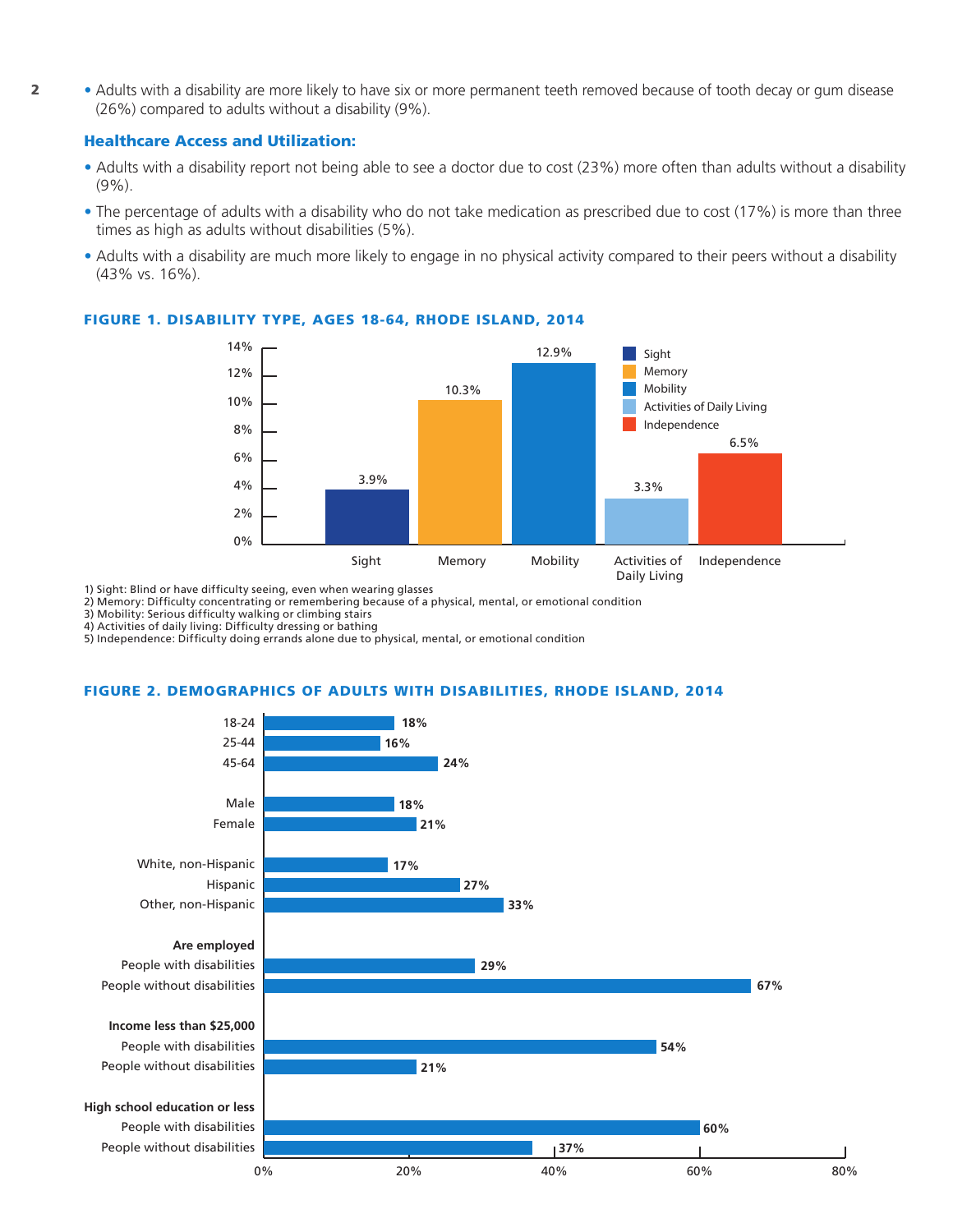- Adults with a disability are more likely to have six or more permanent teeth removed because of tooth decay or gum disease (26%) compared to adults without a disability (9%).

### Healthcare Access and Utilization:

- Adults with a disability report not being able to see a doctor due to cost (23%) more often than adults without a disability (9%).
- The percentage of adults with a disability who do not take medication as prescribed due to cost (17%) is more than three times as high as adults without disabilities (5%).
- Adults with a disability are much more likely to engage in no physical activity compared to their peers without a disability (43% vs. 16%).

**FIGURE 1. DISABILITY TYPE, AGES 18-64, RHODE ISLAND, 2014**

| Disability Type | Percent |
|---|---|
| Sight | 3.9% |
| Memory | 10.3% |
| Mobility | 12.9% |
| Activities of Daily Living | 3.3% |
| Independence | 6.5% |

1) Sight: Blind or have difficulty seeing, even when wearing glasses
2) Memory: Difficulty concentrating or remembering because of a physical, mental, or emotional condition
3) Mobility: Serious difficulty walking or climbing stairs
4) Activities of daily living: Difficulty dressing or bathing
5) Independence: Difficulty doing errands alone due to physical, mental, or emotional condition

**FIGURE 2. DEMOGRAPHICS OF ADULTS WITH DISABILITIES, RHODE ISLAND, 2014**

| Category | Percent |
|---|---|
| 18-24 | 18% |
| 25-44 | 16% |
| 45-64 | 24% |
| Male | 18% |
| Female | 21% |
| White, non-Hispanic | 17% |
| Hispanic | 27% |
| Other, non-Hispanic | 33% |
| **Are employed** | |
| People with disabilities | 29% |
| People without disabilities | 67% |
| **Income less than $25,000** | |
| People with disabilities | 54% |
| People without disabilities | 21% |
| **High school education or less** | |
| People with disabilities | 60% |
| People without disabilities | 37% |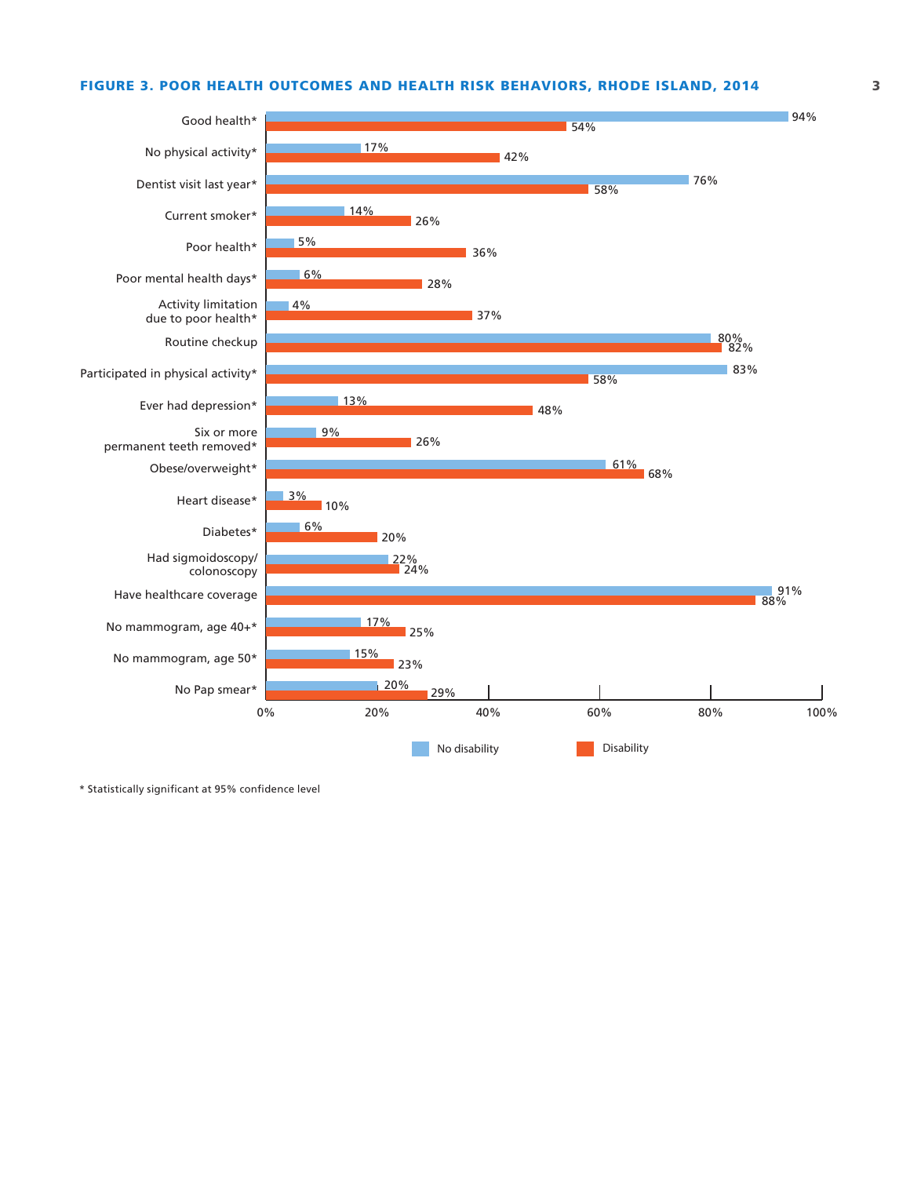## FIGURE 3. POOR HEALTH OUTCOMES AND HEALTH RISK BEHAVIORS, RHODE ISLAND, 2014

| Indicator | No disability | Disability |
|---|---|---|
| Good health* | 94% | 54% |
| No physical activity* | 17% | 42% |
| Dentist visit last year* | 76% | 58% |
| Current smoker* | 14% | 26% |
| Poor health* | 5% | 36% |
| Poor mental health days* | 6% | 28% |
| Activity limitation due to poor health* | 4% | 37% |
| Routine checkup | 80% | 82% |
| Participated in physical activity* | 83% | 58% |
| Ever had depression* | 13% | 48% |
| Six or more permanent teeth removed* | 9% | 26% |
| Obese/overweight* | 61% | 68% |
| Heart disease* | 3% | 10% |
| Diabetes* | 6% | 20% |
| Had sigmoidoscopy/ colonoscopy | 22% | 24% |
| Have healthcare coverage | 91% | 88% |
| No mammogram, age 40+* | 17% | 25% |
| No mammogram, age 50* | 15% | 23% |
| No Pap smear* | 20% | 29% |

\* Statistically significant at 95% confidence level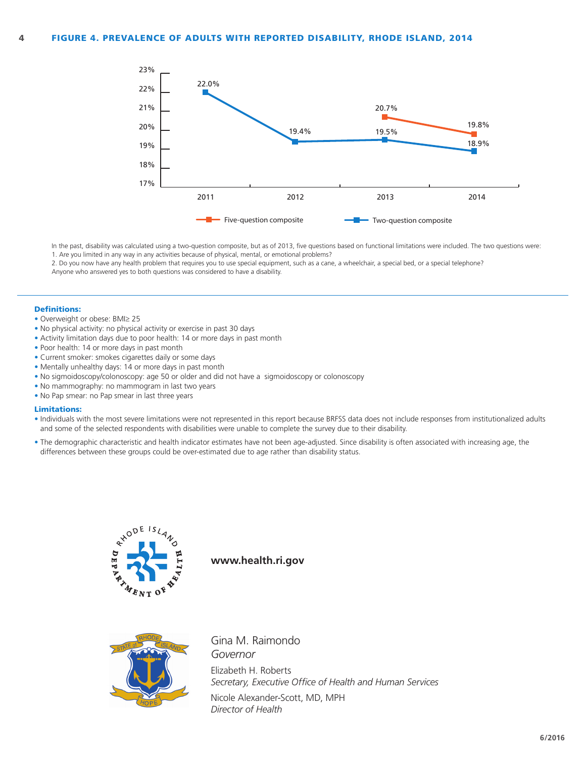## FIGURE 4. PREVALENCE OF ADULTS WITH REPORTED DISABILITY, RHODE ISLAND, 2014

23%
22%
21%
20%
19%
18%
17%

22.0%
19.4%
20.7%
19.5%
19.8%
18.9%

2011
2012
2013
2014

Five-question composite
Two-question composite

In the past, disability was calculated using a two-question composite, but as of 2013, five questions based on functional limitations were included. The two questions were:
1. Are you limited in any way in any activities because of physical, mental, or emotional problems?
2. Do you now have any health problem that requires you to use special equipment, such as a cane, a wheelchair, a special bed, or a special telephone?
Anyone who answered yes to both questions was considered to have a disability.

### Definitions:

- Overweight or obese: BMI≥ 25
- No physical activity: no physical activity or exercise in past 30 days
- Activity limitation days due to poor health: 14 or more days in past month
- Poor health: 14 or more days in past month
- Current smoker: smokes cigarettes daily or some days
- Mentally unhealthy days: 14 or more days in past month
- No sigmoidoscopy/colonoscopy: age 50 or older and did not have a sigmoidoscopy or colonoscopy
- No mammography: no mammogram in last two years
- No Pap smear: no Pap smear in last three years

### Limitations:

- Individuals with the most severe limitations were not represented in this report because BRFSS data does not include responses from institutionalized adults and the some of the selected respondents with disabilities were unable to complete the survey due to their disability.
- The demographic characteristic and health indicator estimates have not been age-adjusted. Since disability is often associated with increasing age, the differences between these groups could be over-estimated due to age rather than disability status.

**www.health.ri.gov**

Gina M. Raimondo
*Governor*

Elizabeth H. Roberts
*Secretary, Executive Office of Health and Human Services*

Nicole Alexander-Scott, MD, MPH
*Director of Health*

6/2016